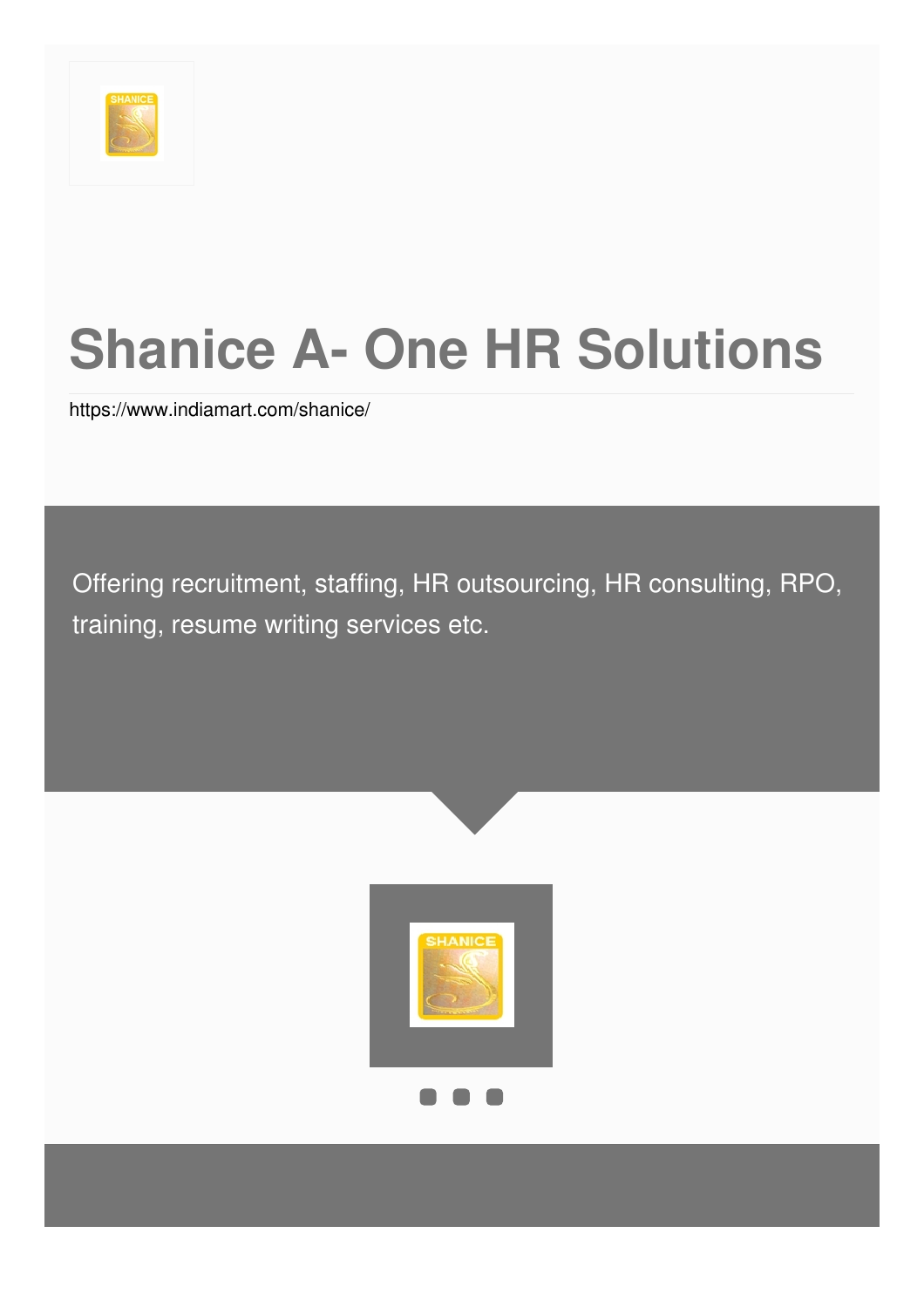# Shanice A- One HR Solutions

https://www.indiamart.com/shanice/

Offering recruitment, staffing, HR outsourcing, HR consulting, RPO, training, resume writing services etc.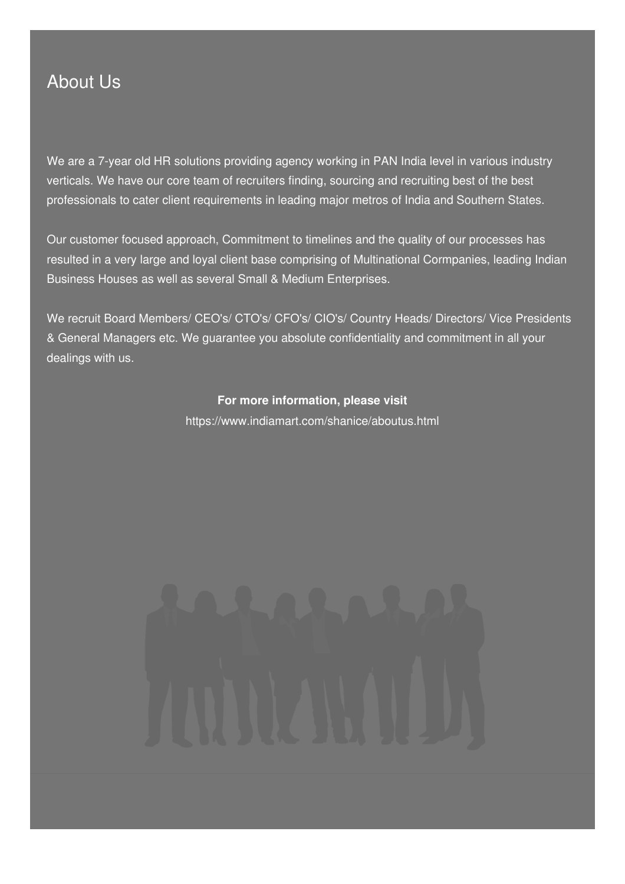## About Us

We are a 7-year old HR solutions providing agency working in PAN India level in various industry verticals. We have our core team of recruiters finding, sourcing and recruiting best of the best professionals to cater client requirements in leading major metros of India and Southern States.

Our customer focused approach, Commitment to timelines and the quality of our processes has resulted in a very large and loyal client base comprising of Multinational Cormpanies, leading Indian Business Houses as well as several Small & Medium Enterprises.

We recruit Board Members/ CEO's/ CTO's/ CFO's/ CIO's/ Country Heads/ Directors/ Vice Presidents & General Managers etc. We guarantee you absolute confidentiality and commitment in all your dealings with us.

**For more information, please visit**

https://www.indiamart.com/shanice/aboutus.html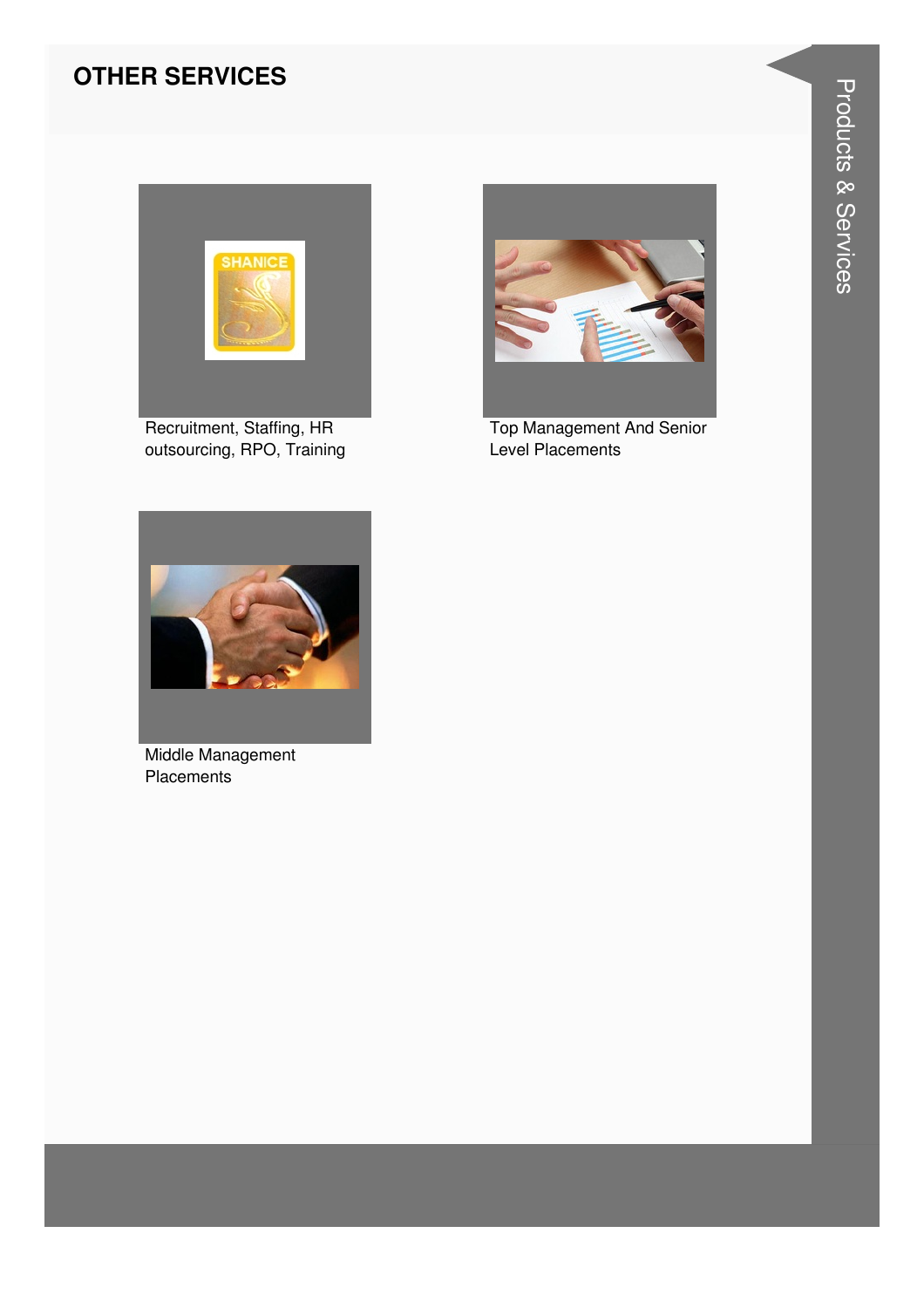## OTHER SERVICES

Recruitment, Staffing, HR outsourcing, RPO, Training

Top Management And Senior Level Placements

Middle Management Placements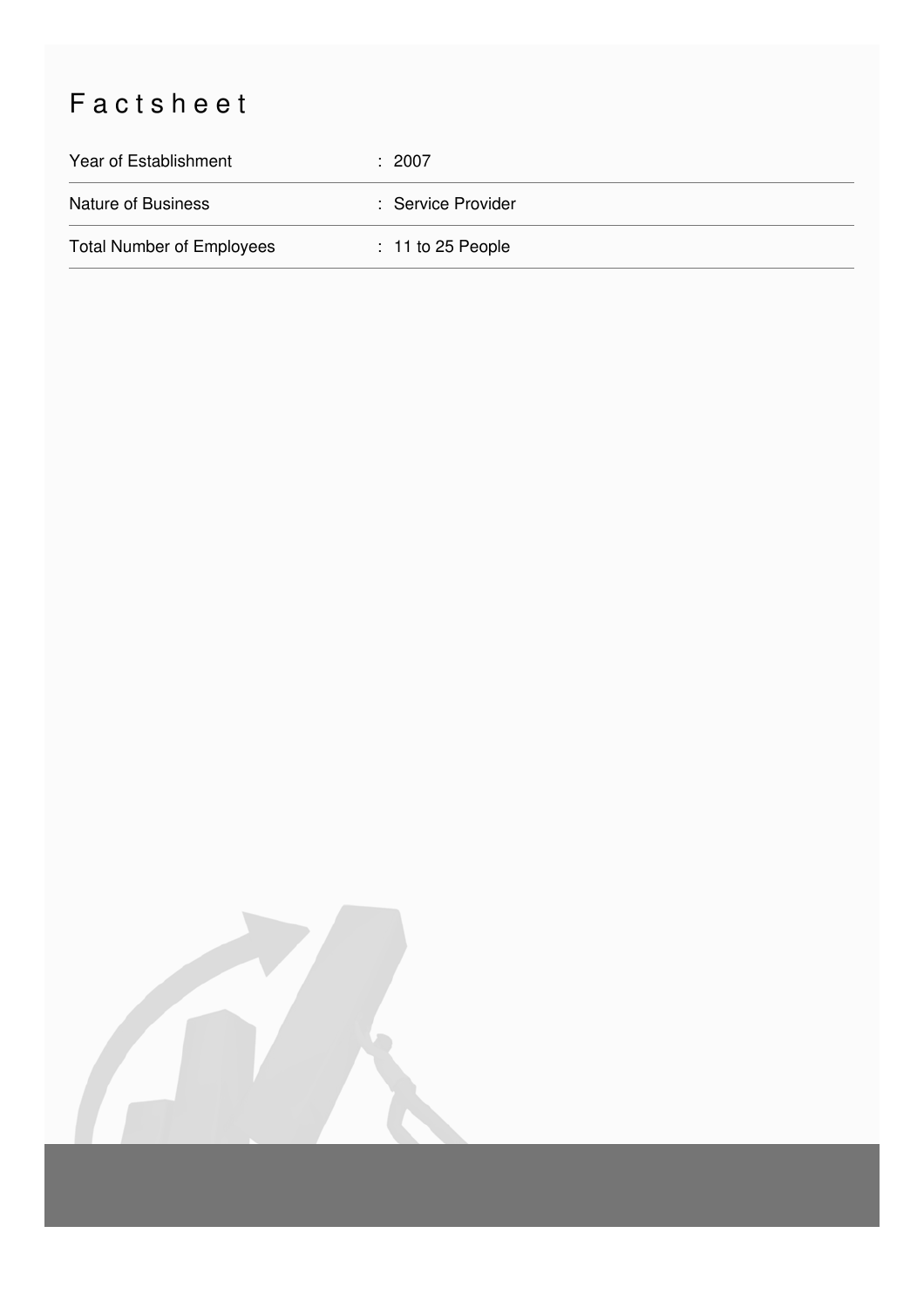# Factsheet

| | |
|---|---|
| Year of Establishment | : 2007 |
| Nature of Business | : Service Provider |
| Total Number of Employees | : 11 to 25 People |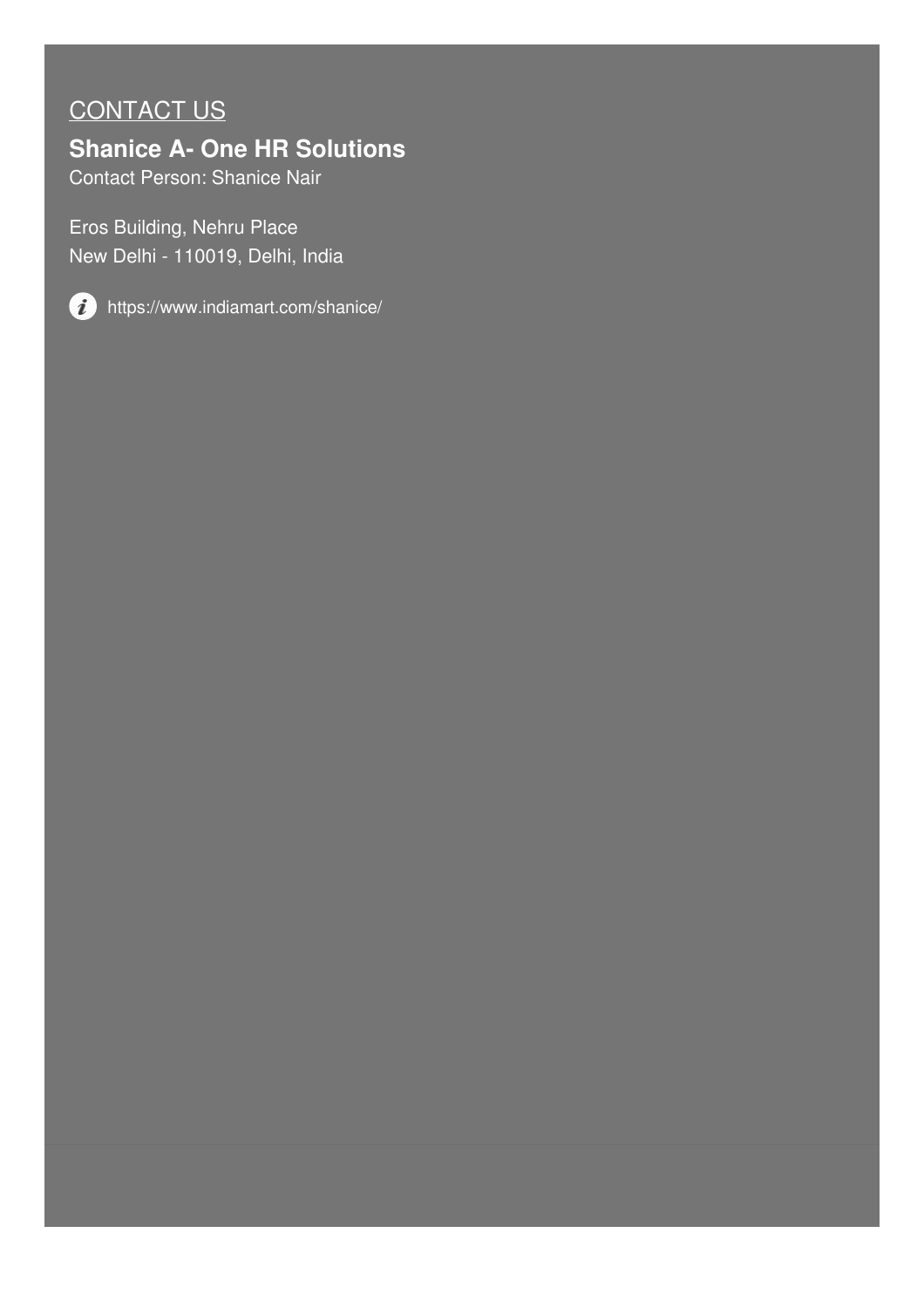## CONTACT US

### Shanice A- One HR Solutions

Contact Person: Shanice Nair

Eros Building, Nehru Place
New Delhi - 110019, Delhi, India

https://www.indiamart.com/shanice/